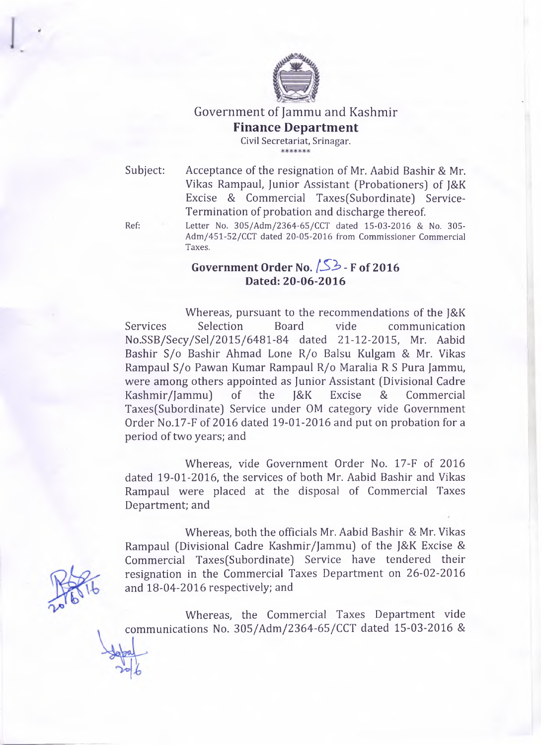Government of Jammu and Kashmir

**Finance Department**

Civil Secretariat, Srinagar.

*******

Subject: Acceptance of the resignation of Mr. Aabid Bashir & Mr. Vikas Rampaul, Junior Assistant (Probationers) of J&K Excise & Commercial Taxes(Subordinate) Service-Termination of probation and discharge thereof.

Ref: Letter No. 305/Adm/2364-65/CCT dated 15-03-2016 & No. 305-Adm/451-52/CCT dated 20-05-2016 from Commissioner Commercial Taxes.

**Government Order No. 153 - F of 2016**
**Dated: 20-06-2016**

Whereas, pursuant to the recommendations of the J&K Services Selection Board vide communication No.SSB/Secy/Sel/2015/6481-84 dated 21-12-2015, Mr. Aabid Bashir S/o Bashir Ahmad Lone R/o Balsu Kulgam & Mr. Vikas Rampaul S/o Pawan Kumar Rampaul R/o Maralia R S Pura Jammu, were among others appointed as Junior Assistant (Divisional Cadre Kashmir/Jammu) of the J&K Excise & Commercial Taxes(Subordinate) Service under OM category vide Government Order No.17-F of 2016 dated 19-01-2016 and put on probation for a period of two years; and

Whereas, vide Government Order No. 17-F of 2016 dated 19-01-2016, the services of both Mr. Aabid Bashir and Vikas Rampaul were placed at the disposal of Commercial Taxes Department; and

Whereas, both the officials Mr. Aabid Bashir & Mr. Vikas Rampaul (Divisional Cadre Kashmir/Jammu) of the J&K Excise & Commercial Taxes(Subordinate) Service have tendered their resignation in the Commercial Taxes Department on 26-02-2016 and 18-04-2016 respectively; and

Whereas, the Commercial Taxes Department vide communications No. 305/Adm/2364-65/CCT dated 15-03-2016 &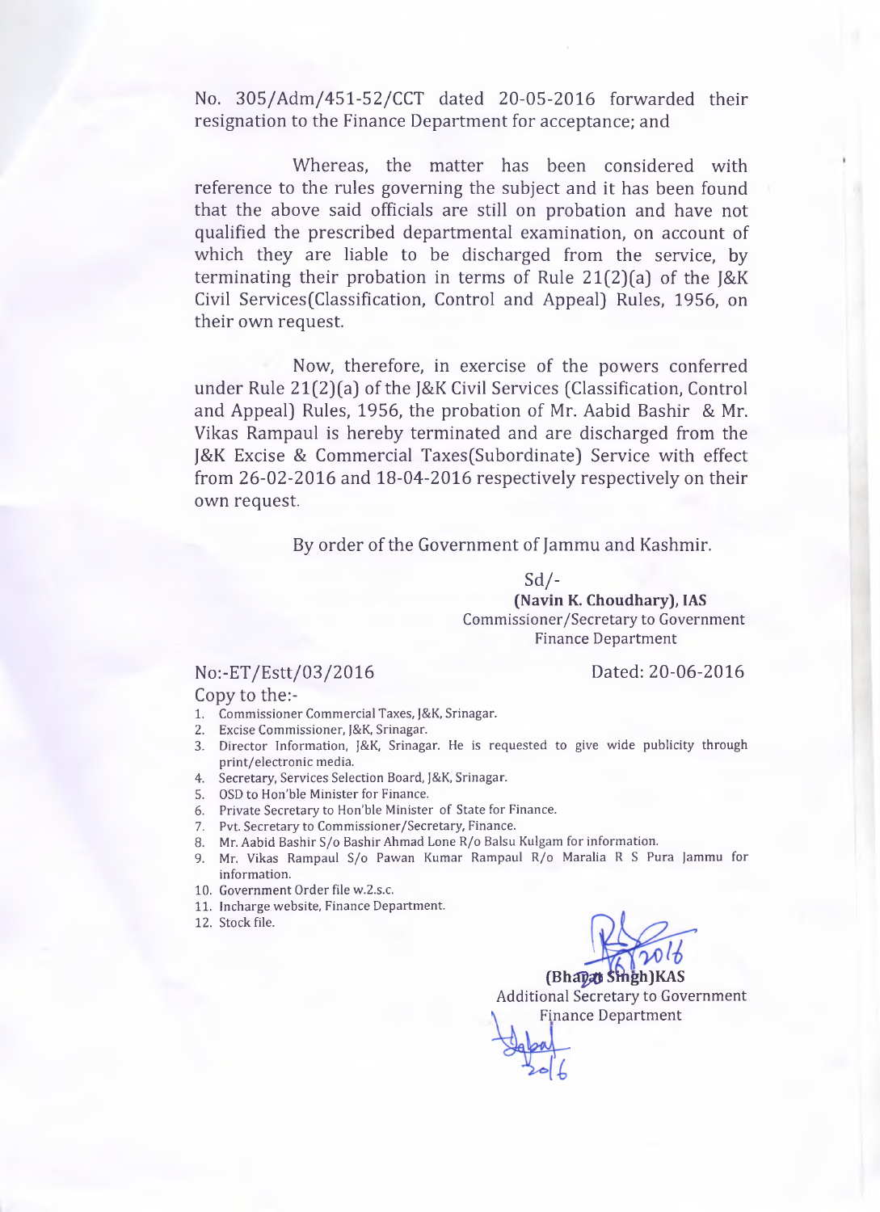No. 305/Adm/451-52/CCT dated 20-05-2016 forwarded their resignation to the Finance Department for acceptance; and

Whereas, the matter has been considered with reference to the rules governing the subject and it has been found that the above said officials are still on probation and have not qualified the prescribed departmental examination, on account of which they are liable to be discharged from the service, by terminating their probation in terms of Rule 21(2)(a) of the J&K Civil Services(Classification, Control and Appeal) Rules, 1956, on their own request.

Now, therefore, in exercise of the powers conferred under Rule 21(2)(a) of the J&K Civil Services (Classification, Control and Appeal) Rules, 1956, the probation of Mr. Aabid Bashir & Mr. Vikas Rampaul is hereby terminated and are discharged from the J&K Excise & Commercial Taxes(Subordinate) Service with effect from 26-02-2016 and 18-04-2016 respectively respectively on their own request.

By order of the Government of Jammu and Kashmir.

Sd/-

**(Navin K. Choudhary), IAS**
Commissioner/Secretary to Government
Finance Department

No:-ET/Estt/03/2016 Dated: 20-06-2016

Copy to the:-

1. Commissioner Commercial Taxes, J&K, Srinagar.
2. Excise Commissioner, J&K, Srinagar.
3. Director Information, J&K, Srinagar. He is requested to give wide publicity through print/electronic media.
4. Secretary, Services Selection Board, J&K, Srinagar.
5. OSD to Hon'ble Minister for Finance.
6. Private Secretary to Hon'ble Minister of State for Finance.
7. Pvt. Secretary to Commissioner/Secretary, Finance.
8. Mr. Aabid Bashir S/o Bashir Ahmad Lone R/o Balsu Kulgam for information.
9. Mr. Vikas Rampaul S/o Pawan Kumar Rampaul R/o Maralia R S Pura Jammu for information.
10. Government Order file w.2.s.c.
11. Incharge website, Finance Department.
12. Stock file.

**(Bhagat Singh)KAS**
Additional Secretary to Government
Finance Department